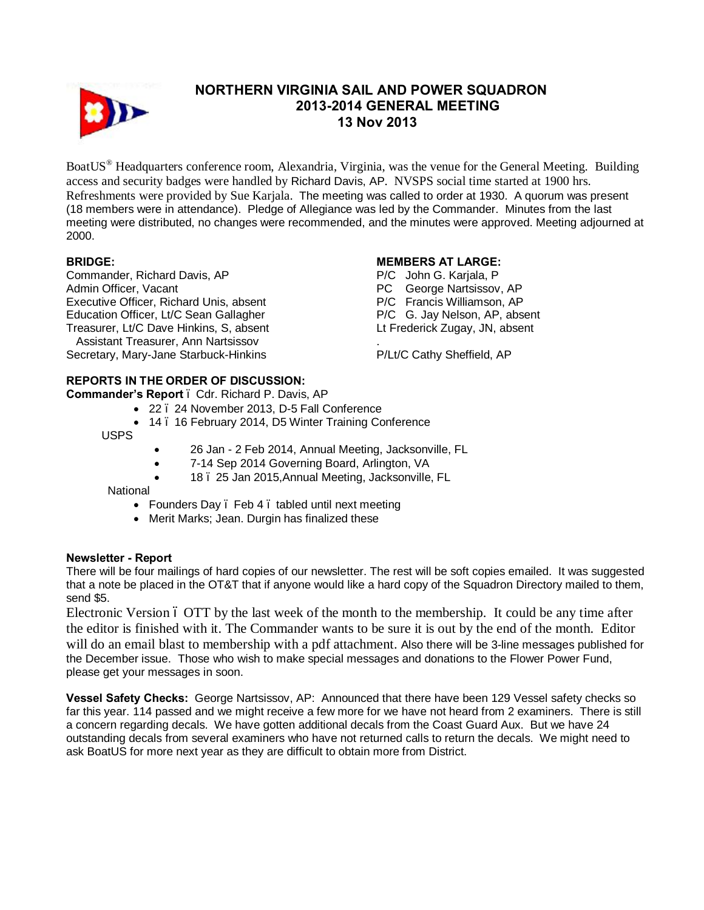# NORTHERN VIRGINIA SAIL AND POWER SQUADRON
## 2013-2014 GENERAL MEETING
## 13 Nov 2013

BoatUS® Headquarters conference room, Alexandria, Virginia, was the venue for the General Meeting. Building access and security badges were handled by Richard Davis, AP. NVSPS social time started at 1900 hrs. Refreshments were provided by Sue Karjala. The meeting was called to order at 1930. A quorum was present (18 members were in attendance). Pledge of Allegiance was led by the Commander. Minutes from the last meeting were distributed, no changes were recommended, and the minutes were approved. Meeting adjourned at 2000.

**BRIDGE:**

Commander, Richard Davis, AP
Admin Officer, Vacant
Executive Officer, Richard Unis, absent
Education Officer, Lt/C Sean Gallagher
Treasurer, Lt/C Dave Hinkins, S, absent
  Assistant Treasurer, Ann Nartsissov
Secretary, Mary-Jane Starbuck-Hinkins

**MEMBERS AT LARGE:**

P/C John G. Karjala, P
PC George Nartsissov, AP
P/C Francis Williamson, AP
P/C G. Jay Nelson, AP, absent
Lt Frederick Zugay, JN, absent
.
P/Lt/C Cathy Sheffield, AP

**REPORTS IN THE ORDER OF DISCUSSION:**

**Commander's Report** – Cdr. Richard P. Davis, AP

- 22 – 24 November 2013, D-5 Fall Conference
- 14 – 16 February 2014, D5 Winter Training Conference

USPS

- 26 Jan - 2 Feb 2014, Annual Meeting, Jacksonville, FL
- 7-14 Sep 2014 Governing Board, Arlington, VA
- 18 – 25 Jan 2015, Annual Meeting, Jacksonville, FL

National

- Founders Day – Feb 4 – tabled until next meeting
- Merit Marks; Jean. Durgin has finalized these

**Newsletter - Report**

There will be four mailings of hard copies of our newsletter. The rest will be soft copies emailed. It was suggested that a note be placed in the OT&T that if anyone would like a hard copy of the Squadron Directory mailed to them, send $5.

Electronic Version – OTT by the last week of the month to the membership. It could be any time after the editor is finished with it. The Commander wants to be sure it is out by the end of the month. Editor will do an email blast to membership with a pdf attachment. Also there will be 3-line messages published for the December issue. Those who wish to make special messages and donations to the Flower Power Fund, please get your messages in soon.

**Vessel Safety Checks:** George Nartsissov, AP: Announced that there have been 129 Vessel safety checks so far this year. 114 passed and we might receive a few more for we have not heard from 2 examiners. There is still a concern regarding decals. We have gotten additional decals from the Coast Guard Aux. But we have 24 outstanding decals from several examiners who have not returned calls to return the decals. We might need to ask BoatUS for more next year as they are difficult to obtain more from District.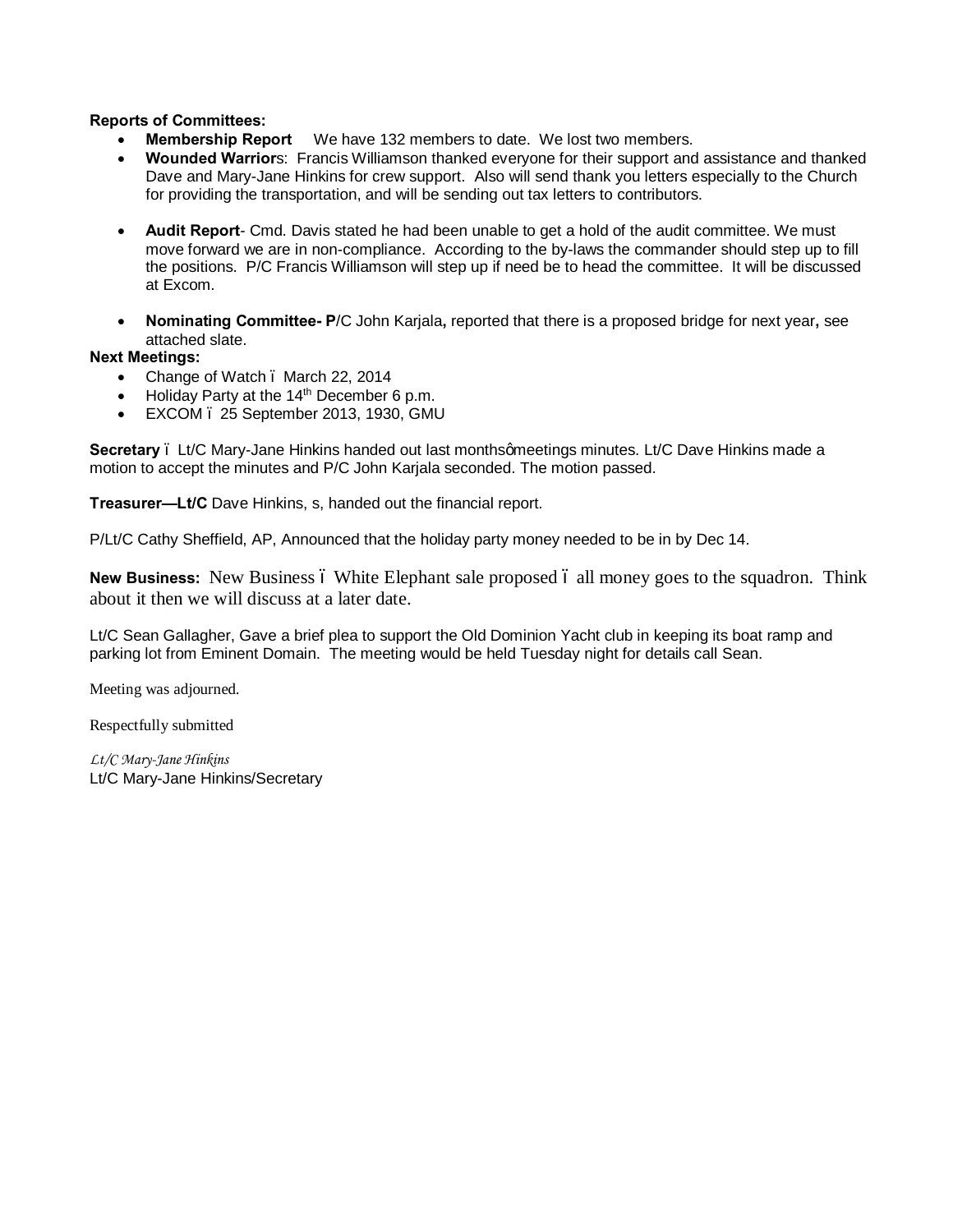**Reports of Committees:**

- **Membership Report** We have 132 members to date. We lost two members.
- **Wounded Warrior**s: Francis Williamson thanked everyone for their support and assistance and thanked Dave and Mary-Jane Hinkins for crew support. Also will send thank you letters especially to the Church for providing the transportation, and will be sending out tax letters to contributors.
- **Audit Report**- Cmd. Davis stated he had been unable to get a hold of the audit committee. We must move forward we are in non-compliance. According to the by-laws the commander should step up to fill the positions. P/C Francis Williamson will step up if need be to head the committee. It will be discussed at Excom.
- **Nominating Committee- P**/C John Karjala**,** reported that there is a proposed bridge for next year**,** see attached slate.

**Next Meetings:**

- Change of Watch – March 22, 2014
- Holiday Party at the 14th December 6 p.m.
- EXCOM – 25 September 2013, 1930, GMU

**Secretary** – Lt/C Mary-Jane Hinkins handed out last months' meetings minutes. Lt/C Dave Hinkins made a motion to accept the minutes and P/C John Karjala seconded. The motion passed.

**Treasurer—Lt/C** Dave Hinkins, s, handed out the financial report.

P/Lt/C Cathy Sheffield, AP, Announced that the holiday party money needed to be in by Dec 14.

**New Business:** New Business – White Elephant sale proposed – all money goes to the squadron. Think about it then we will discuss at a later date.

Lt/C Sean Gallagher, Gave a brief plea to support the Old Dominion Yacht club in keeping its boat ramp and parking lot from Eminent Domain. The meeting would be held Tuesday night for details call Sean.

Meeting was adjourned.

Respectfully submitted

*Lt/C Mary-Jane Hinkins*
Lt/C Mary-Jane Hinkins/Secretary